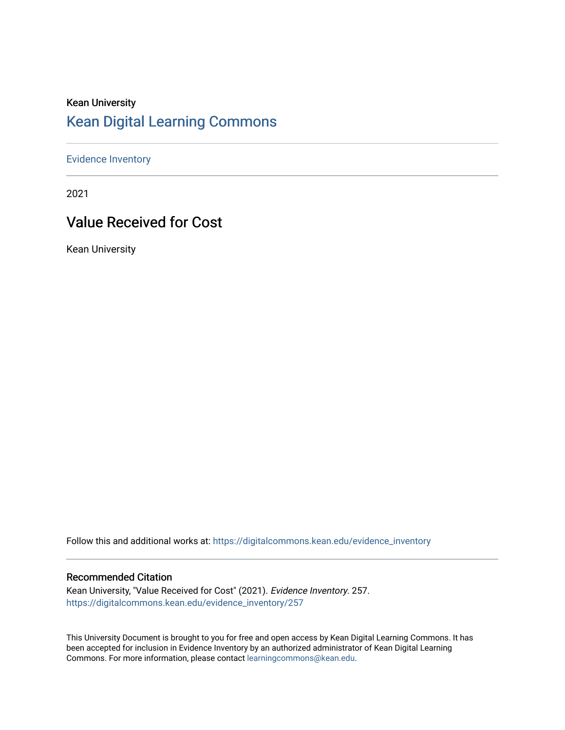Kean University

# Kean Digital Learning Commons

Evidence Inventory

---

2021

## Value Received for Cost

Kean University

Follow this and additional works at: https://digitalcommons.kean.edu/evidence_inventory

---

### Recommended Citation

Kean University, "Value Received for Cost" (2021). *Evidence Inventory*. 257.
https://digitalcommons.kean.edu/evidence_inventory/257

This University Document is brought to you for free and open access by Kean Digital Learning Commons. It has been accepted for inclusion in Evidence Inventory by an authorized administrator of Kean Digital Learning Commons. For more information, please contact learningcommons@kean.edu.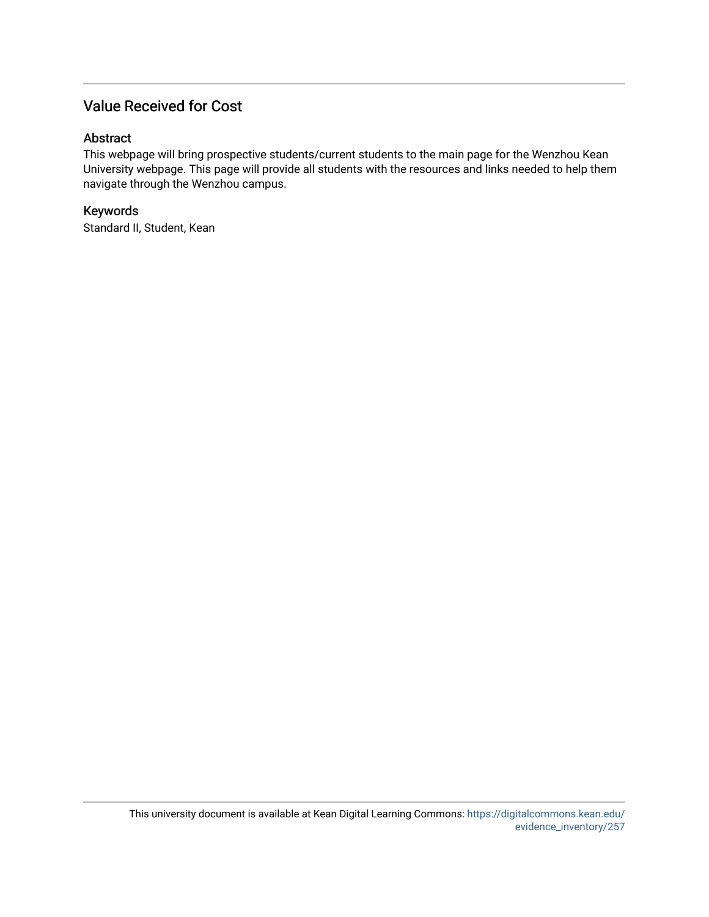## Value Received for Cost

### Abstract

This webpage will bring prospective students/current students to the main page for the Wenzhou Kean University webpage. This page will provide all students with the resources and links needed to help them navigate through the Wenzhou campus.

### Keywords

Standard II, Student, Kean

This university document is available at Kean Digital Learning Commons: https://digitalcommons.kean.edu/evidence_inventory/257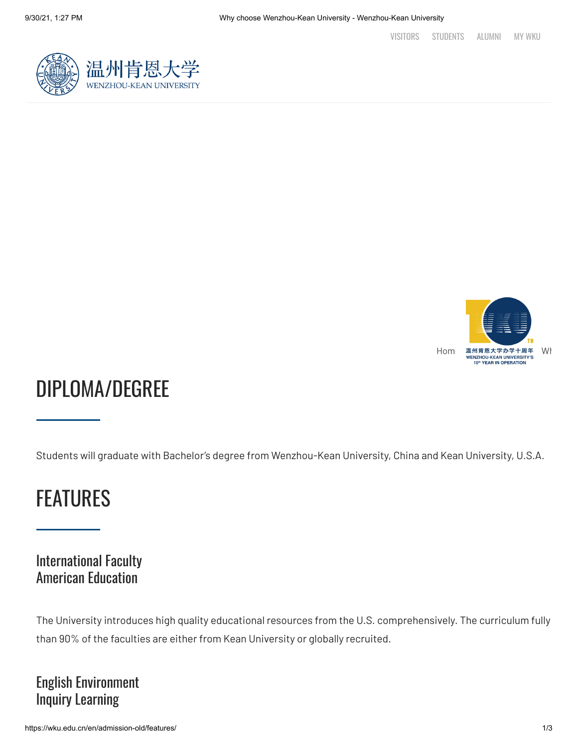# DIPLOMA/DEGREE

Students will graduate with Bachelor's degree from Wenzhou-Kean University, China and Kean University, U.S.A.

# FEATURES

## International Faculty
## American Education

The University introduces high quality educational resources from the U.S. comprehensively. The curriculum fully than 90% of the faculties are either from Kean University or globally recruited.

## English Environment
## Inquiry Learning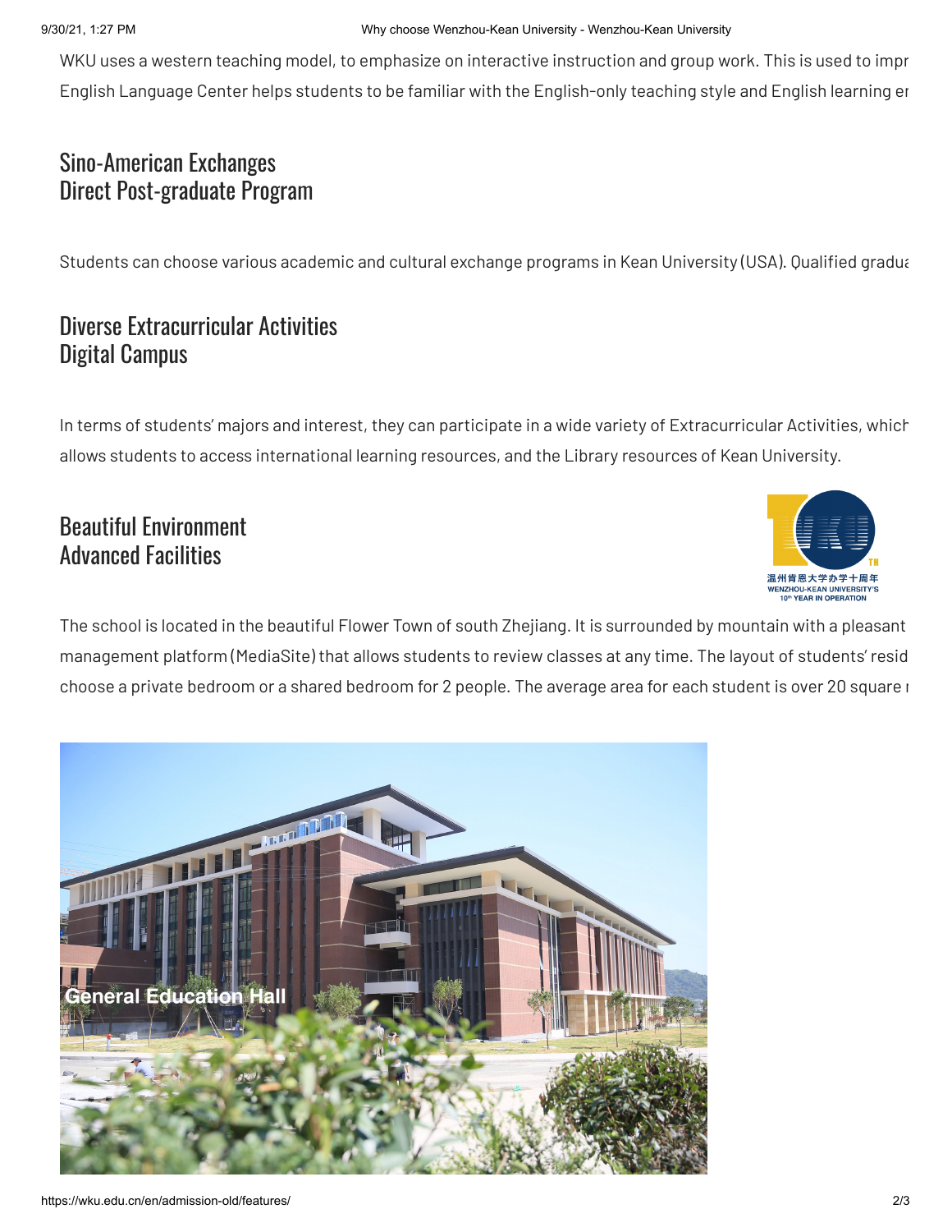WKU uses a western teaching model, to emphasize on interactive instruction and group work. This is used to impr
English Language Center helps students to be familiar with the English-only teaching style and English learning er

## Sino-American Exchanges
## Direct Post-graduate Program

Students can choose various academic and cultural exchange programs in Kean University (USA). Qualified gradua

## Diverse Extracurricular Activities
## Digital Campus

In terms of students' majors and interest, they can participate in a wide variety of Extracurricular Activities, which
allows students to access international learning resources, and the Library resources of Kean University.

## Beautiful Environment
## Advanced Facilities

温州肯恩大学办学十周年
WENZHOU-KEAN UNIVERSITY'S
10th YEAR IN OPERATION

The school is located in the beautiful Flower Town of south Zhejiang. It is surrounded by mountain with a pleasant
management platform (MediaSite) that allows students to review classes at any time. The layout of students' resid
choose a private bedroom or a shared bedroom for 2 people. The average area for each student is over 20 square r

General Education Hall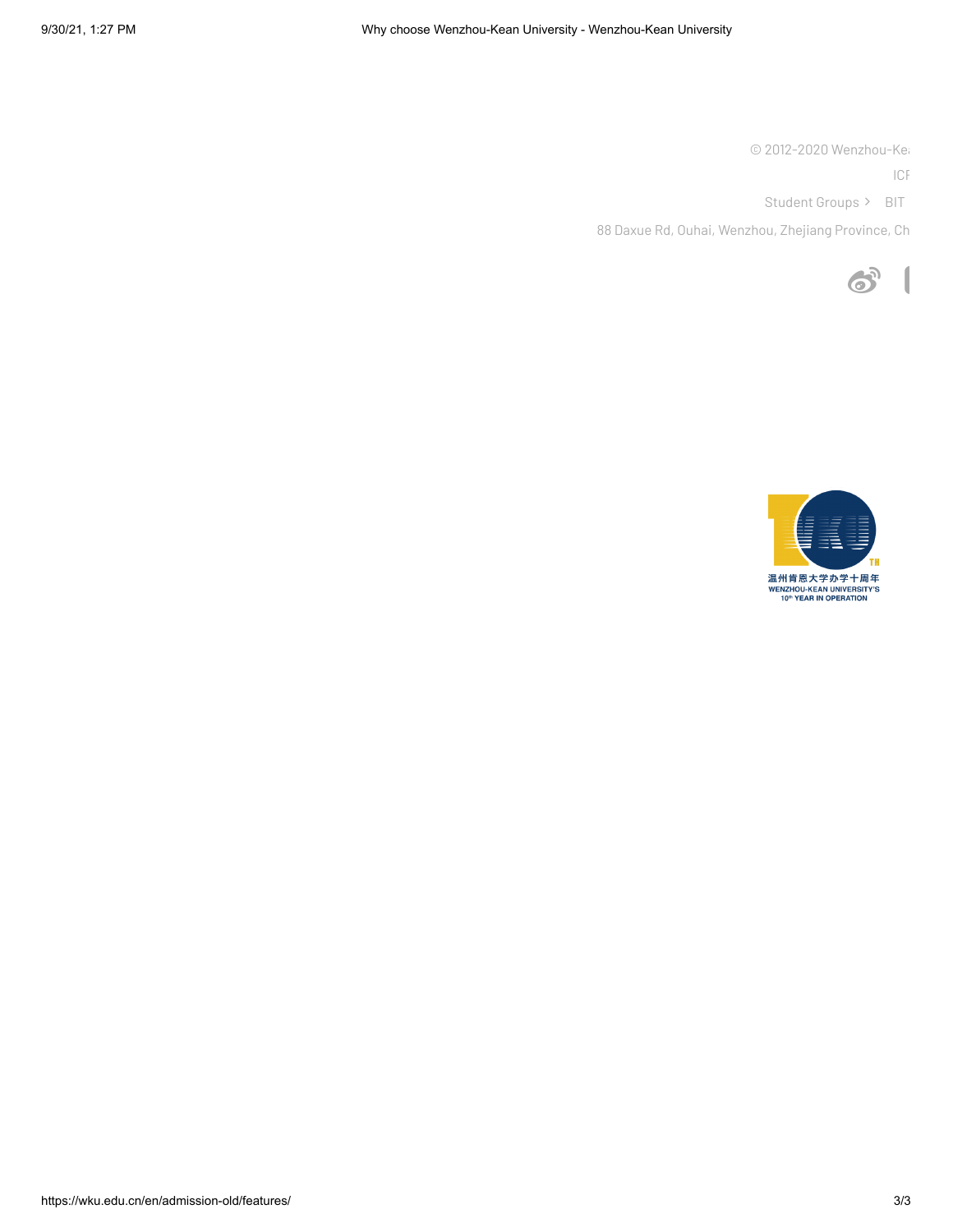© 2012-2020 Wenzhou-Ke

ICP

Student Groups > BIT

88 Daxue Rd, Ouhai, Wenzhou, Zhejiang Province, Ch

温州肯恩大学办学十周年

WENZHOU-KEAN UNIVERSITY'S

10th YEAR IN OPERATION